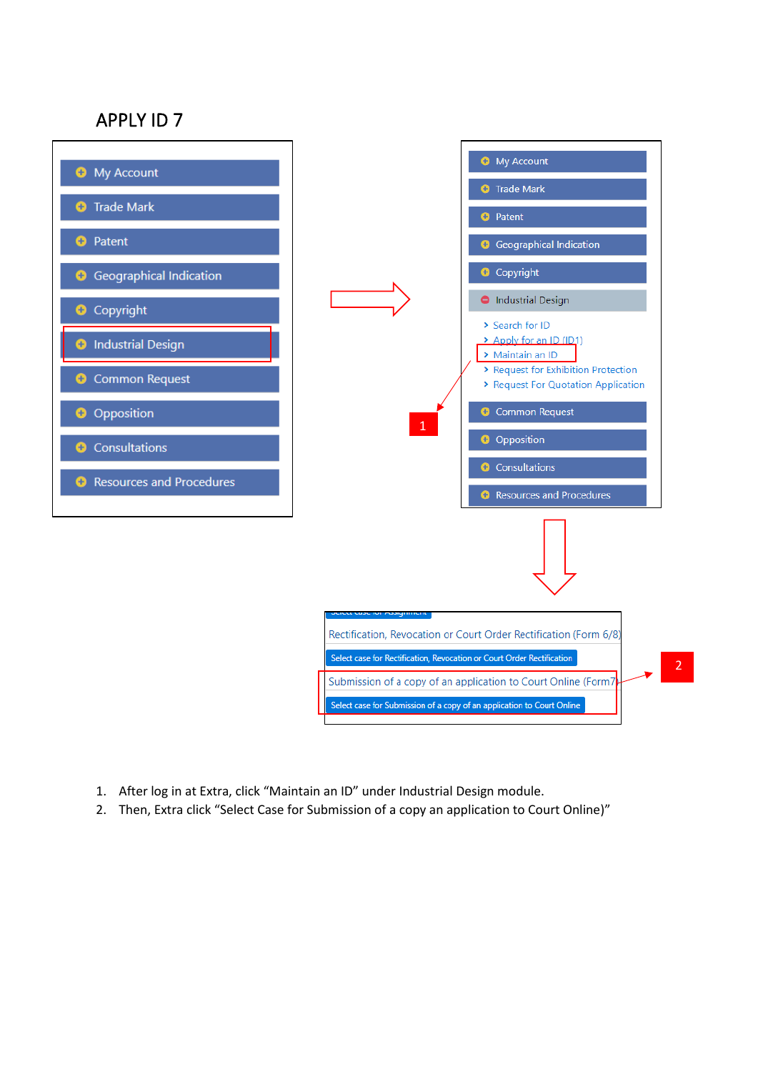# APPLY ID 7

- My Account
- Trade Mark
- Patent
- Geographical Indication
- Copyright
- Industrial Design
- Common Request
- Opposition
- Consultations
- Resources and Procedures

- My Account
- Trade Mark
- Patent
- Geographical Indication
- Copyright
- Industrial Design
  - Search for ID
  - Apply for an ID (ID1)
  - Maintain an ID
  - Request for Exhibition Protection
  - Request For Quotation Application
- Common Request
- Opposition
- Consultations
- Resources and Procedures

1

Rectification, Revocation or Court Order Rectification (Form 6/8)

Select case for Rectification, Revocation or Court Order Rectification

Submission of a copy of an application to Court Online (Form7)

Select case for Submission of a copy of an application to Court Online

2

1. After log in at Extra, click “Maintain an ID” under Industrial Design module.
2. Then, Extra click “Select Case for Submission of a copy an application to Court Online)”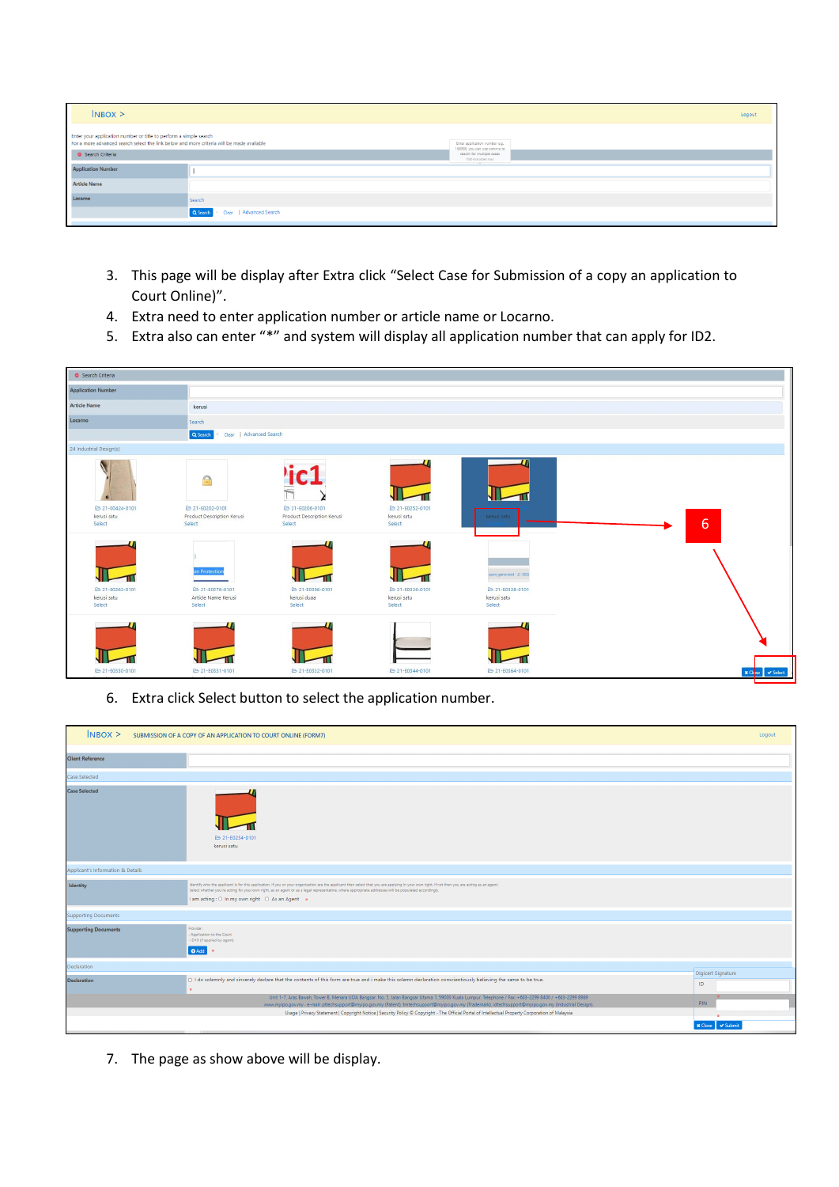3. This page will be display after Extra click "Select Case for Submission of a copy an application to Court Online)".
4. Extra need to enter application number or article name or Locarno.
5. Extra also can enter "*" and system will display all application number that can apply for ID2.

6. Extra click Select button to select the application number.

7. The page as show above will be display.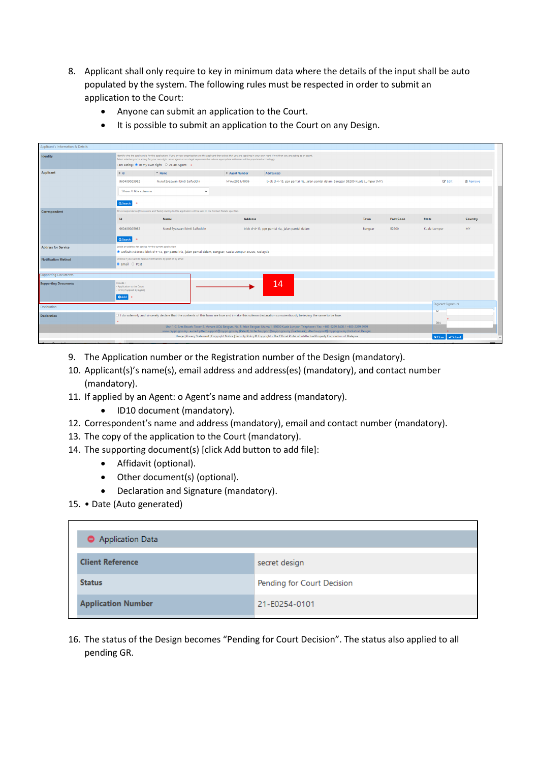8. Applicant shall only require to key in minimum data where the details of the input shall be auto populated by the system. The following rules must be respected in order to submit an application to the Court:
    - Anyone can submit an application to the Court.
    - It is possible to submit an application to the Court on any Design.

9. The Application number or the Registration number of the Design (mandatory).
10. Applicant(s)'s name(s), email address and address(es) (mandatory), and contact number (mandatory).
11. If applied by an Agent: o Agent's name and address (mandatory).
    - ID10 document (mandatory).
12. Correspondent's name and address (mandatory), email and contact number (mandatory).
13. The copy of the application to the Court (mandatory).
14. The supporting document(s) [click Add button to add file]:
    - Affidavit (optional).
    - Other document(s) (optional).
    - Declaration and Signature (mandatory).
15. • Date (Auto generated)

| Application Data | |
|---|---|
| Client Reference | secret design |
| Status | Pending for Court Decision |
| Application Number | 21-E0254-0101 |

16. The status of the Design becomes "Pending for Court Decision". The status also applied to all pending GR.